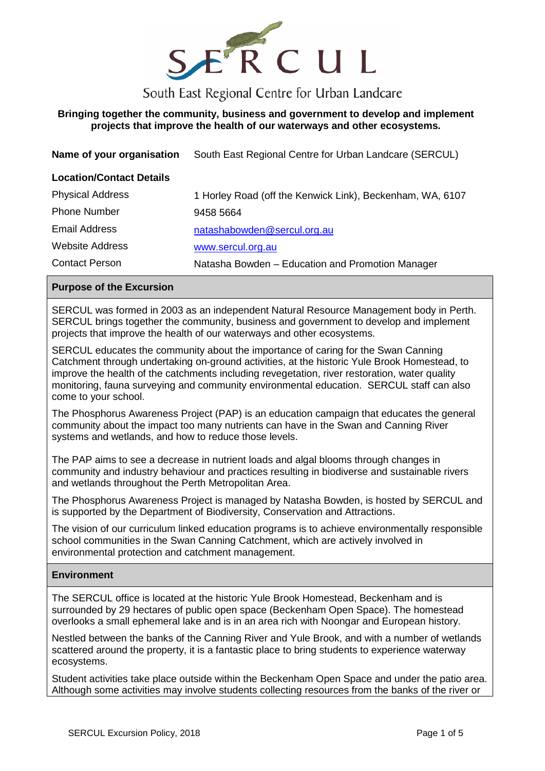# SERCUL

South East Regional Centre for Urban Landcare

**Bringing together the community, business and government to develop and implement projects that improve the health of our waterways and other ecosystems.**

| | |
|---|---|
| **Name of your organisation** | South East Regional Centre for Urban Landcare (SERCUL) |
| **Location/Contact Details** | |
| Physical Address | 1 Horley Road (off the Kenwick Link), Beckenham, WA, 6107 |
| Phone Number | 9458 5664 |
| Email Address | natashabowden@sercul.org.au |
| Website Address | www.sercul.org.au |
| Contact Person | Natasha Bowden – Education and Promotion Manager |

## Purpose of the Excursion

SERCUL was formed in 2003 as an independent Natural Resource Management body in Perth. SERCUL brings together the community, business and government to develop and implement projects that improve the health of our waterways and other ecosystems.

SERCUL educates the community about the importance of caring for the Swan Canning Catchment through undertaking on-ground activities, at the historic Yule Brook Homestead, to improve the health of the catchments including revegetation, river restoration, water quality monitoring, fauna surveying and community environmental education. SERCUL staff can also come to your school.

The Phosphorus Awareness Project (PAP) is an education campaign that educates the general community about the impact too many nutrients can have in the Swan and Canning River systems and wetlands, and how to reduce those levels.

The PAP aims to see a decrease in nutrient loads and algal blooms through changes in community and industry behaviour and practices resulting in biodiverse and sustainable rivers and wetlands throughout the Perth Metropolitan Area.

The Phosphorus Awareness Project is managed by Natasha Bowden, is hosted by SERCUL and is supported by the Department of Biodiversity, Conservation and Attractions.

The vision of our curriculum linked education programs is to achieve environmentally responsible school communities in the Swan Canning Catchment, which are actively involved in environmental protection and catchment management.

## Environment

The SERCUL office is located at the historic Yule Brook Homestead, Beckenham and is surrounded by 29 hectares of public open space (Beckenham Open Space). The homestead overlooks a small ephemeral lake and is in an area rich with Noongar and European history.

Nestled between the banks of the Canning River and Yule Brook, and with a number of wetlands scattered around the property, it is a fantastic place to bring students to experience waterway ecosystems.

Student activities take place outside within the Beckenham Open Space and under the patio area. Although some activities may involve students collecting resources from the banks of the river or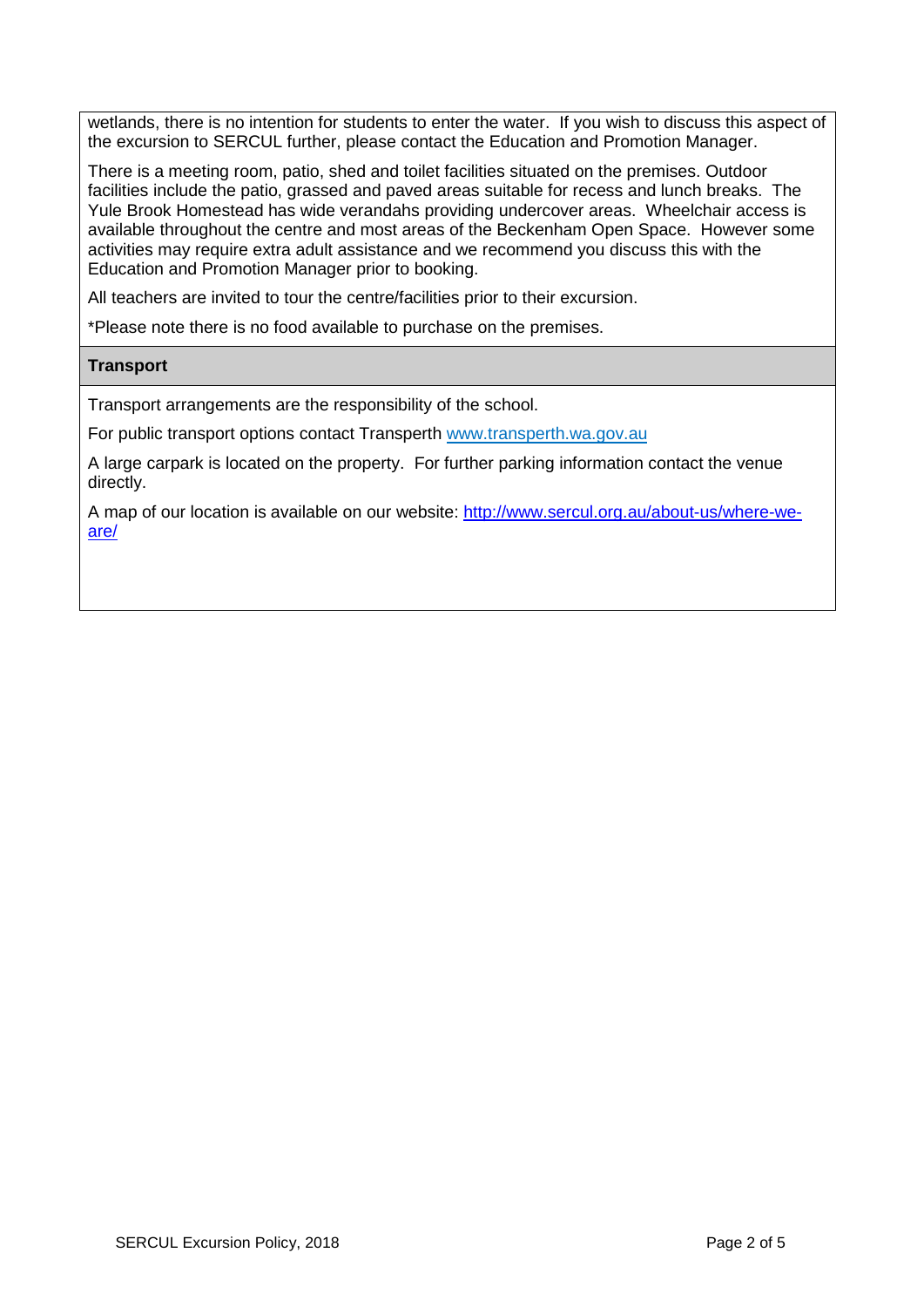wetlands, there is no intention for students to enter the water. If you wish to discuss this aspect of the excursion to SERCUL further, please contact the Education and Promotion Manager.

There is a meeting room, patio, shed and toilet facilities situated on the premises. Outdoor facilities include the patio, grassed and paved areas suitable for recess and lunch breaks. The Yule Brook Homestead has wide verandahs providing undercover areas. Wheelchair access is available throughout the centre and most areas of the Beckenham Open Space. However some activities may require extra adult assistance and we recommend you discuss this with the Education and Promotion Manager prior to booking.

All teachers are invited to tour the centre/facilities prior to their excursion.

*Please note there is no food available to purchase on the premises.

**Transport**

Transport arrangements are the responsibility of the school.

For public transport options contact Transperth www.transperth.wa.gov.au

A large carpark is located on the property. For further parking information contact the venue directly.

A map of our location is available on our website: http://www.sercul.org.au/about-us/where-we-are/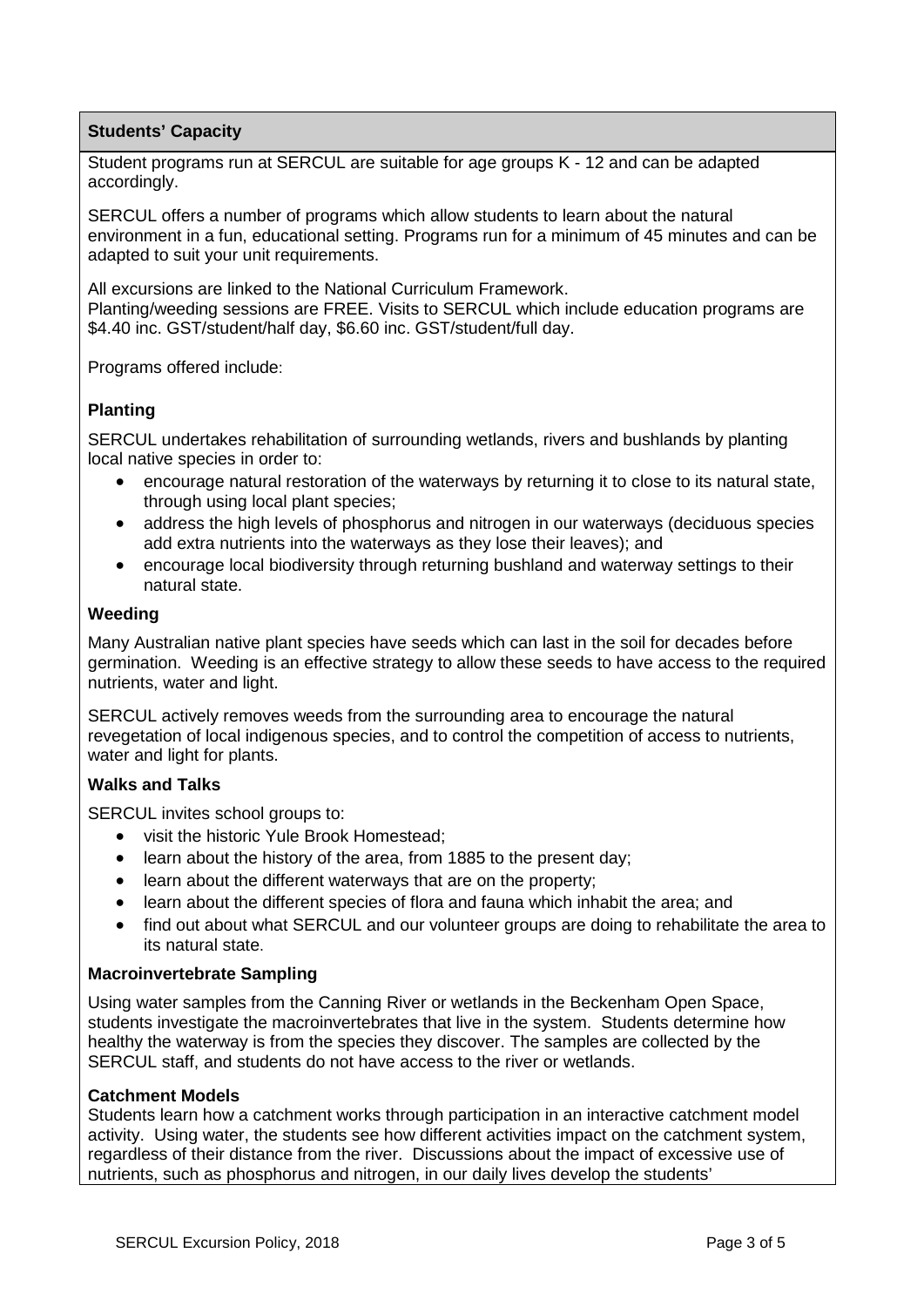**Students' Capacity**

Student programs run at SERCUL are suitable for age groups K - 12 and can be adapted accordingly.

SERCUL offers a number of programs which allow students to learn about the natural environment in a fun, educational setting. Programs run for a minimum of 45 minutes and can be adapted to suit your unit requirements.

All excursions are linked to the National Curriculum Framework.
Planting/weeding sessions are FREE. Visits to SERCUL which include education programs are $4.40 inc. GST/student/half day, $6.60 inc. GST/student/full day.

Programs offered include:

### Planting

SERCUL undertakes rehabilitation of surrounding wetlands, rivers and bushlands by planting local native species in order to:

- encourage natural restoration of the waterways by returning it to close to its natural state, through using local plant species;
- address the high levels of phosphorus and nitrogen in our waterways (deciduous species add extra nutrients into the waterways as they lose their leaves); and
- encourage local biodiversity through returning bushland and waterway settings to their natural state.

### Weeding

Many Australian native plant species have seeds which can last in the soil for decades before germination. Weeding is an effective strategy to allow these seeds to have access to the required nutrients, water and light.

SERCUL actively removes weeds from the surrounding area to encourage the natural revegetation of local indigenous species, and to control the competition of access to nutrients, water and light for plants.

### Walks and Talks

SERCUL invites school groups to:

- visit the historic Yule Brook Homestead;
- learn about the history of the area, from 1885 to the present day;
- learn about the different waterways that are on the property;
- learn about the different species of flora and fauna which inhabit the area; and
- find out about what SERCUL and our volunteer groups are doing to rehabilitate the area to its natural state.

### Macroinvertebrate Sampling

Using water samples from the Canning River or wetlands in the Beckenham Open Space, students investigate the macroinvertebrates that live in the system. Students determine how healthy the waterway is from the species they discover. The samples are collected by the SERCUL staff, and students do not have access to the river or wetlands.

### Catchment Models

Students learn how a catchment works through participation in an interactive catchment model activity. Using water, the students see how different activities impact on the catchment system, regardless of their distance from the river. Discussions about the impact of excessive use of nutrients, such as phosphorus and nitrogen, in our daily lives develop the students'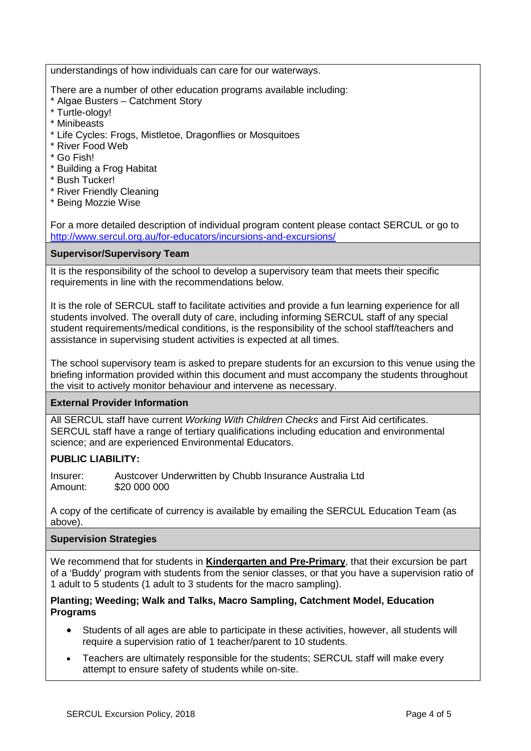understandings of how individuals can care for our waterways.

There are a number of other education programs available including:

* Algae Busters – Catchment Story
* Turtle-ology!
* Minibeasts
* Life Cycles: Frogs, Mistletoe, Dragonflies or Mosquitoes
* River Food Web
* Go Fish!
* Building a Frog Habitat
* Bush Tucker!
* River Friendly Cleaning
* Being Mozzie Wise

For a more detailed description of individual program content please contact SERCUL or go to http://www.sercul.org.au/for-educators/incursions-and-excursions/

## Supervisor/Supervisory Team

It is the responsibility of the school to develop a supervisory team that meets their specific requirements in line with the recommendations below.

It is the role of SERCUL staff to facilitate activities and provide a fun learning experience for all students involved. The overall duty of care, including informing SERCUL staff of any special student requirements/medical conditions, is the responsibility of the school staff/teachers and assistance in supervising student activities is expected at all times.

The school supervisory team is asked to prepare students for an excursion to this venue using the briefing information provided within this document and must accompany the students throughout the visit to actively monitor behaviour and intervene as necessary.

## External Provider Information

All SERCUL staff have current *Working With Children Checks* and First Aid certificates. SERCUL staff have a range of tertiary qualifications including education and environmental science; and are experienced Environmental Educators.

**PUBLIC LIABILITY:**

Insurer: Austcover Underwritten by Chubb Insurance Australia Ltd
Amount: $20 000 000

A copy of the certificate of currency is available by emailing the SERCUL Education Team (as above).

## Supervision Strategies

We recommend that for students in **Kindergarten and Pre-Primary**, that their excursion be part of a 'Buddy' program with students from the senior classes, or that you have a supervision ratio of 1 adult to 5 students (1 adult to 3 students for the macro sampling).

**Planting; Weeding; Walk and Talks, Macro Sampling, Catchment Model, Education Programs**

- Students of all ages are able to participate in these activities, however, all students will require a supervision ratio of 1 teacher/parent to 10 students.
- Teachers are ultimately responsible for the students; SERCUL staff will make every attempt to ensure safety of students while on-site.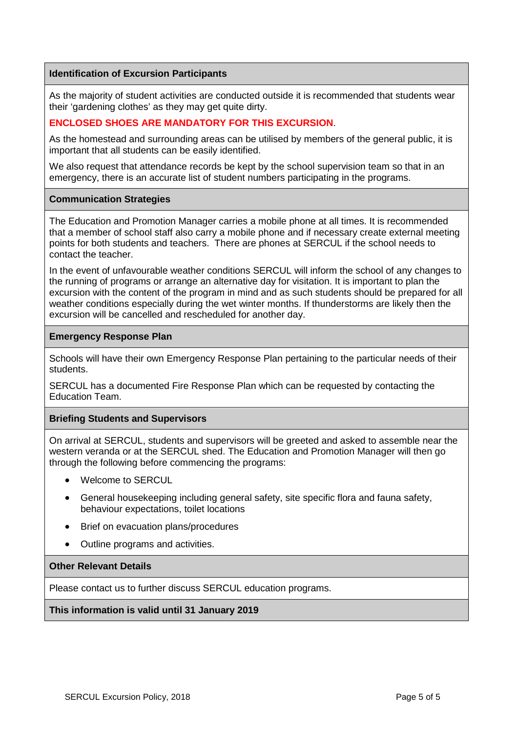### Identification of Excursion Participants

As the majority of student activities are conducted outside it is recommended that students wear their 'gardening clothes' as they may get quite dirty.

**ENCLOSED SHOES ARE MANDATORY FOR THIS EXCURSION**.

As the homestead and surrounding areas can be utilised by members of the general public, it is important that all students can be easily identified.

We also request that attendance records be kept by the school supervision team so that in an emergency, there is an accurate list of student numbers participating in the programs.

### Communication Strategies

The Education and Promotion Manager carries a mobile phone at all times. It is recommended that a member of school staff also carry a mobile phone and if necessary create external meeting points for both students and teachers. There are phones at SERCUL if the school needs to contact the teacher.

In the event of unfavourable weather conditions SERCUL will inform the school of any changes to the running of programs or arrange an alternative day for visitation. It is important to plan the excursion with the content of the program in mind and as such students should be prepared for all weather conditions especially during the wet winter months. If thunderstorms are likely then the excursion will be cancelled and rescheduled for another day.

### Emergency Response Plan

Schools will have their own Emergency Response Plan pertaining to the particular needs of their students.

SERCUL has a documented Fire Response Plan which can be requested by contacting the Education Team.

### Briefing Students and Supervisors

On arrival at SERCUL, students and supervisors will be greeted and asked to assemble near the western veranda or at the SERCUL shed. The Education and Promotion Manager will then go through the following before commencing the programs:

- Welcome to SERCUL
- General housekeeping including general safety, site specific flora and fauna safety, behaviour expectations, toilet locations
- Brief on evacuation plans/procedures
- Outline programs and activities.

### Other Relevant Details

Please contact us to further discuss SERCUL education programs.

**This information is valid until 31 January 2019**